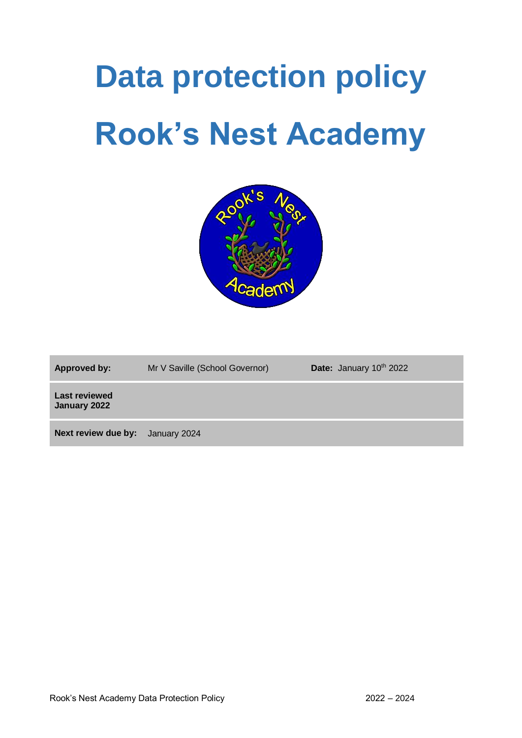# Data protection policy

# Rook's Nest Academy

| | | |
|---|---|---|
| **Approved by:** | Mr V Saville (School Governor) | **Date:** January 10th 2022 |
| **Last reviewed January 2022** | | |
| **Next review due by:** | January 2024 | |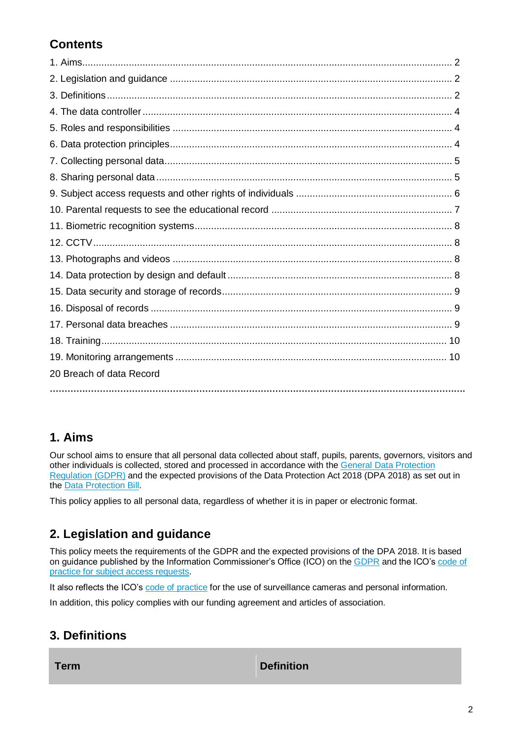## Contents

1. Aims.......................................................................................................................... 2
2. Legislation and guidance ........................................................................................ 2
3. Definitions ................................................................................................................ 2
4. The data controller .................................................................................................. 4
5. Roles and responsibilities ....................................................................................... 4
6. Data protection principles........................................................................................ 4
7. Collecting personal data........................................................................................... 5
8. Sharing personal data ............................................................................................. 5
9. Subject access requests and other rights of individuals .......................................... 6
10. Parental requests to see the educational record ................................................... 7
11. Biometric recognition systems............................................................................... 8
12. CCTV..................................................................................................................... 8
13. Photographs and videos ....................................................................................... 8
14. Data protection by design and default ................................................................... 8
15. Data security and storage of records..................................................................... 9
16. Disposal of records ............................................................................................... 9
17. Personal data breaches ........................................................................................ 9
18. Training............................................................................................................... 10
19. Monitoring arrangements .................................................................................... 10
20 Breach of data Record

## 1. Aims

Our school aims to ensure that all personal data collected about staff, pupils, parents, governors, visitors and other individuals is collected, stored and processed in accordance with the General Data Protection Regulation (GDPR) and the expected provisions of the Data Protection Act 2018 (DPA 2018) as set out in the Data Protection Bill.

This policy applies to all personal data, regardless of whether it is in paper or electronic format.

## 2. Legislation and guidance

This policy meets the requirements of the GDPR and the expected provisions of the DPA 2018. It is based on guidance published by the Information Commissioner's Office (ICO) on the GDPR and the ICO's code of practice for subject access requests.

It also reflects the ICO's code of practice for the use of surveillance cameras and personal information.

In addition, this policy complies with our funding agreement and articles of association.

## 3. Definitions

| Term | Definition |
|---|---|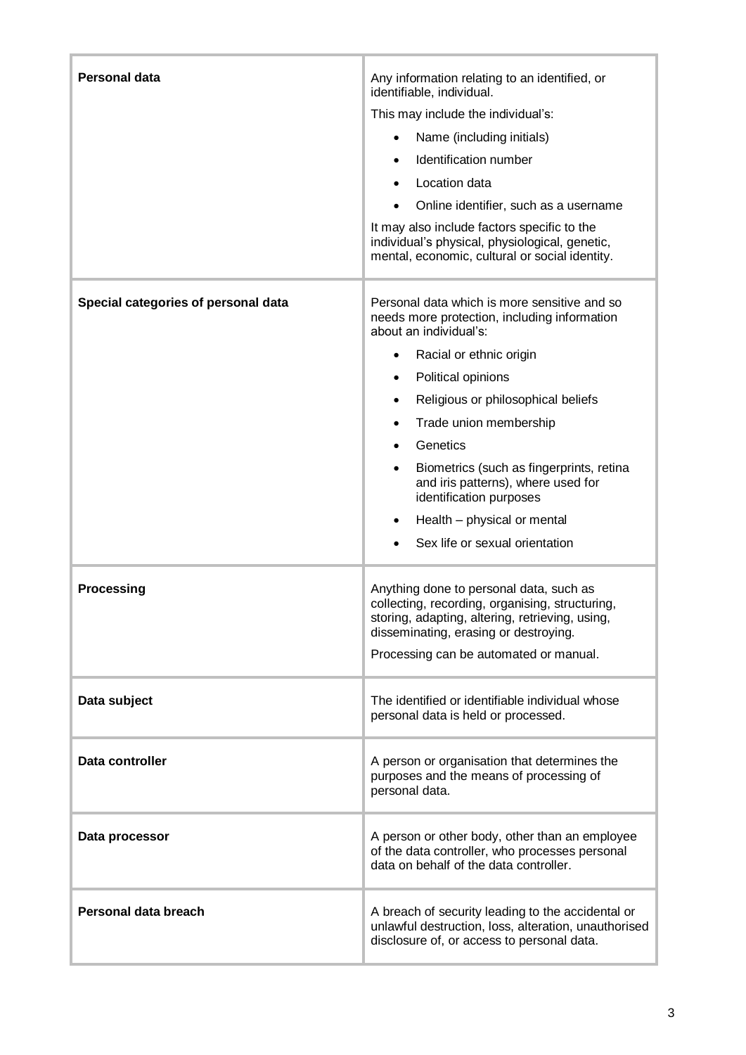| | |
|---|---|
| **Personal data** | Any information relating to an identified, or identifiable, individual.<br>This may include the individual's:<br>• Name (including initials)<br>• Identification number<br>• Location data<br>• Online identifier, such as a username<br>It may also include factors specific to the individual's physical, physiological, genetic, mental, economic, cultural or social identity. |
| **Special categories of personal data** | Personal data which is more sensitive and so needs more protection, including information about an individual's:<br>• Racial or ethnic origin<br>• Political opinions<br>• Religious or philosophical beliefs<br>• Trade union membership<br>• Genetics<br>• Biometrics (such as fingerprints, retina and iris patterns), where used for identification purposes<br>• Health – physical or mental<br>• Sex life or sexual orientation |
| **Processing** | Anything done to personal data, such as collecting, recording, organising, structuring, storing, adapting, altering, retrieving, using, disseminating, erasing or destroying.<br>Processing can be automated or manual. |
| **Data subject** | The identified or identifiable individual whose personal data is held or processed. |
| **Data controller** | A person or organisation that determines the purposes and the means of processing of personal data. |
| **Data processor** | A person or other body, other than an employee of the data controller, who processes personal data on behalf of the data controller. |
| **Personal data breach** | A breach of security leading to the accidental or unlawful destruction, loss, alteration, unauthorised disclosure of, or access to personal data. |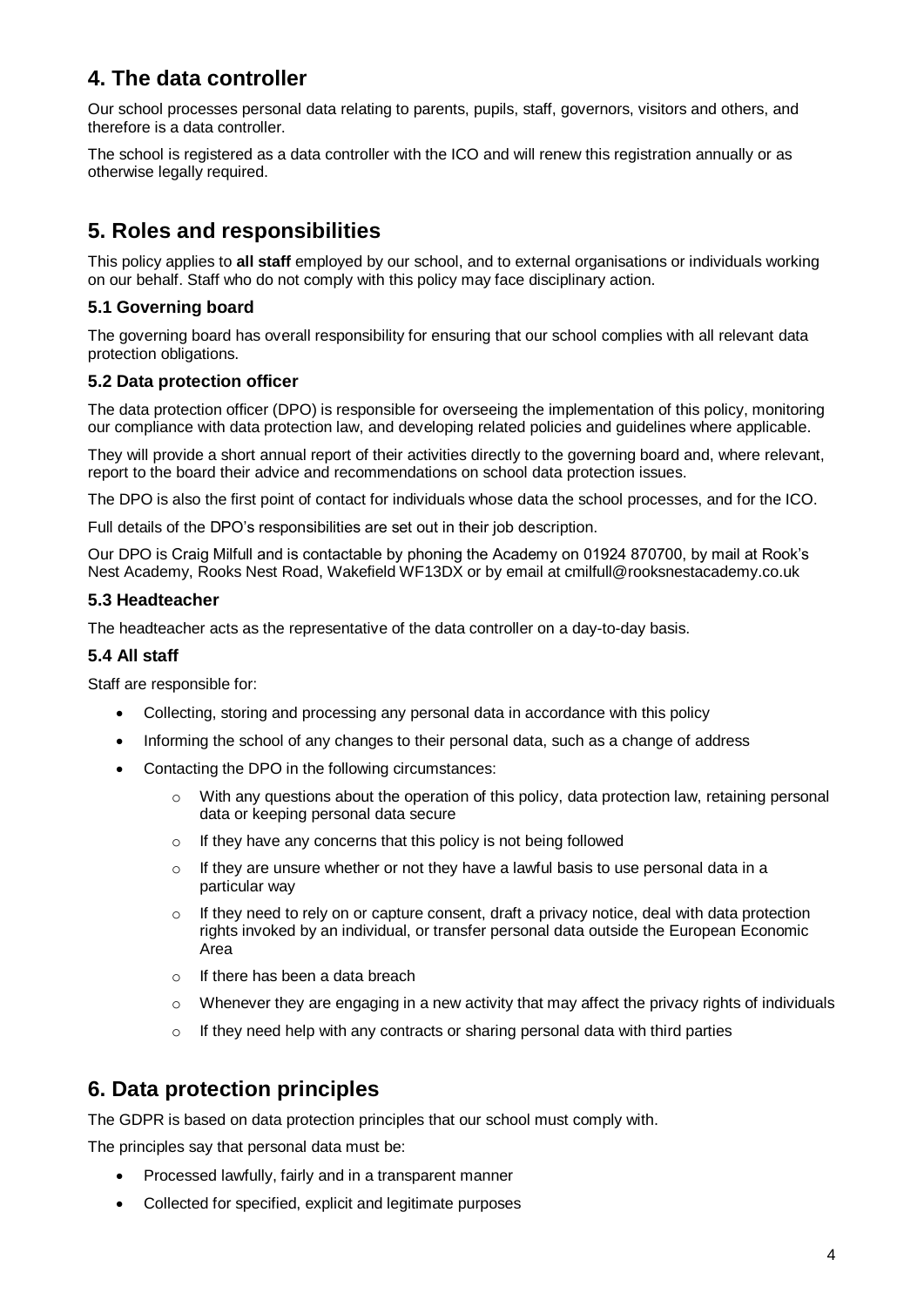## 4. The data controller

Our school processes personal data relating to parents, pupils, staff, governors, visitors and others, and therefore is a data controller.

The school is registered as a data controller with the ICO and will renew this registration annually or as otherwise legally required.

## 5. Roles and responsibilities

This policy applies to **all staff** employed by our school, and to external organisations or individuals working on our behalf. Staff who do not comply with this policy may face disciplinary action.

### 5.1 Governing board

The governing board has overall responsibility for ensuring that our school complies with all relevant data protection obligations.

### 5.2 Data protection officer

The data protection officer (DPO) is responsible for overseeing the implementation of this policy, monitoring our compliance with data protection law, and developing related policies and guidelines where applicable.

They will provide a short annual report of their activities directly to the governing board and, where relevant, report to the board their advice and recommendations on school data protection issues.

The DPO is also the first point of contact for individuals whose data the school processes, and for the ICO.

Full details of the DPO's responsibilities are set out in their job description.

Our DPO is Craig Milfull and is contactable by phoning the Academy on 01924 870700, by mail at Rook's Nest Academy, Rooks Nest Road, Wakefield WF13DX or by email at cmilfull@rooksnestacademy.co.uk

### 5.3 Headteacher

The headteacher acts as the representative of the data controller on a day-to-day basis.

### 5.4 All staff

Staff are responsible for:

- Collecting, storing and processing any personal data in accordance with this policy
- Informing the school of any changes to their personal data, such as a change of address
- Contacting the DPO in the following circumstances:
  - With any questions about the operation of this policy, data protection law, retaining personal data or keeping personal data secure
  - If they have any concerns that this policy is not being followed
  - If they are unsure whether or not they have a lawful basis to use personal data in a particular way
  - If they need to rely on or capture consent, draft a privacy notice, deal with data protection rights invoked by an individual, or transfer personal data outside the European Economic Area
  - If there has been a data breach
  - Whenever they are engaging in a new activity that may affect the privacy rights of individuals
  - If they need help with any contracts or sharing personal data with third parties

## 6. Data protection principles

The GDPR is based on data protection principles that our school must comply with.

The principles say that personal data must be:

- Processed lawfully, fairly and in a transparent manner
- Collected for specified, explicit and legitimate purposes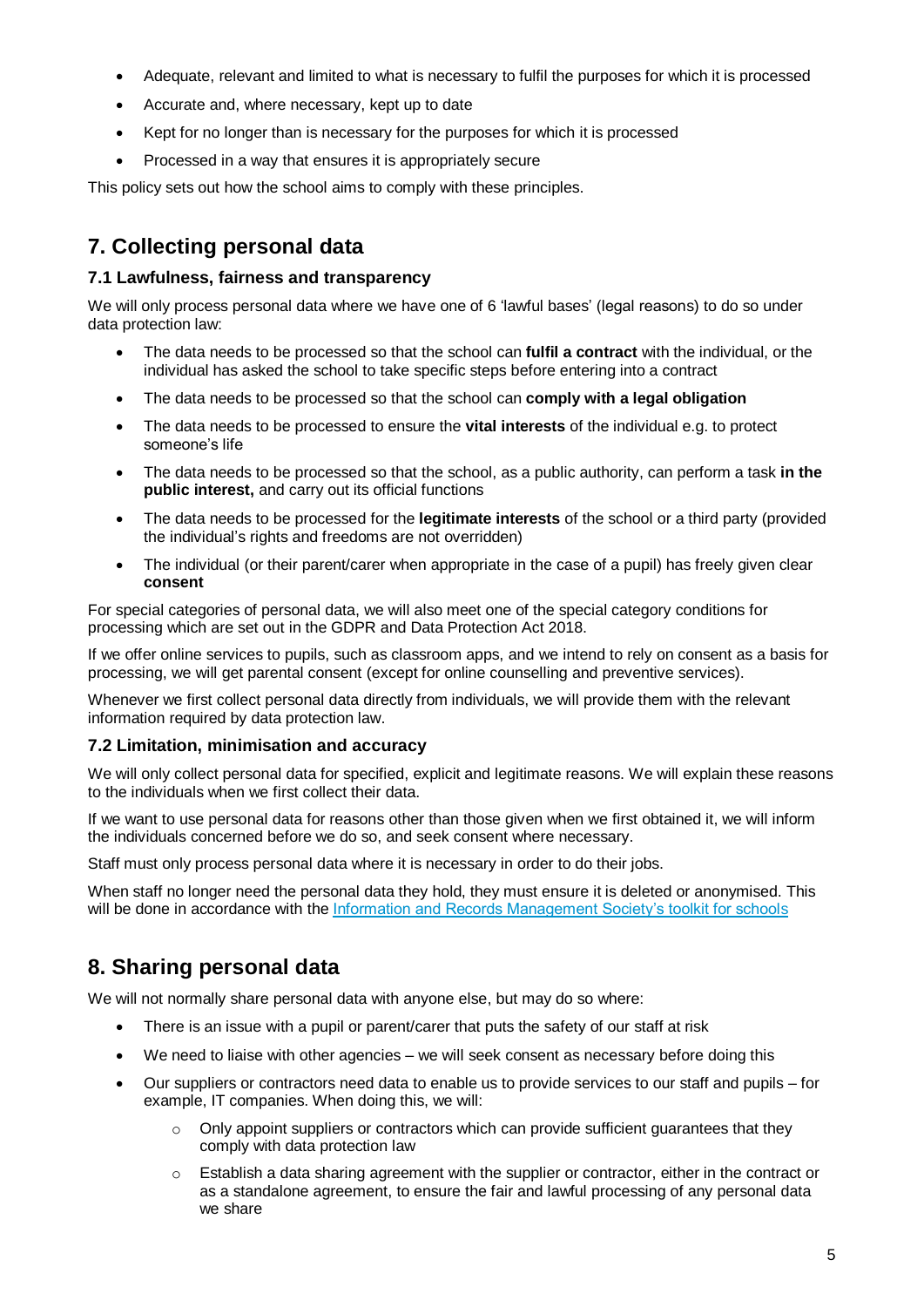- Adequate, relevant and limited to what is necessary to fulfil the purposes for which it is processed
- Accurate and, where necessary, kept up to date
- Kept for no longer than is necessary for the purposes for which it is processed
- Processed in a way that ensures it is appropriately secure

This policy sets out how the school aims to comply with these principles.

## 7. Collecting personal data

### 7.1 Lawfulness, fairness and transparency

We will only process personal data where we have one of 6 'lawful bases' (legal reasons) to do so under data protection law:

- The data needs to be processed so that the school can **fulfil a contract** with the individual, or the individual has asked the school to take specific steps before entering into a contract
- The data needs to be processed so that the school can **comply with a legal obligation**
- The data needs to be processed to ensure the **vital interests** of the individual e.g. to protect someone's life
- The data needs to be processed so that the school, as a public authority, can perform a task **in the public interest,** and carry out its official functions
- The data needs to be processed for the **legitimate interests** of the school or a third party (provided the individual's rights and freedoms are not overridden)
- The individual (or their parent/carer when appropriate in the case of a pupil) has freely given clear **consent**

For special categories of personal data, we will also meet one of the special category conditions for processing which are set out in the GDPR and Data Protection Act 2018.

If we offer online services to pupils, such as classroom apps, and we intend to rely on consent as a basis for processing, we will get parental consent (except for online counselling and preventive services).

Whenever we first collect personal data directly from individuals, we will provide them with the relevant information required by data protection law.

### 7.2 Limitation, minimisation and accuracy

We will only collect personal data for specified, explicit and legitimate reasons. We will explain these reasons to the individuals when we first collect their data.

If we want to use personal data for reasons other than those given when we first obtained it, we will inform the individuals concerned before we do so, and seek consent where necessary.

Staff must only process personal data where it is necessary in order to do their jobs.

When staff no longer need the personal data they hold, they must ensure it is deleted or anonymised. This will be done in accordance with the Information and Records Management Society's toolkit for schools

## 8. Sharing personal data

We will not normally share personal data with anyone else, but may do so where:

- There is an issue with a pupil or parent/carer that puts the safety of our staff at risk
- We need to liaise with other agencies – we will seek consent as necessary before doing this
- Our suppliers or contractors need data to enable us to provide services to our staff and pupils – for example, IT companies. When doing this, we will:
  - Only appoint suppliers or contractors which can provide sufficient guarantees that they comply with data protection law
  - Establish a data sharing agreement with the supplier or contractor, either in the contract or as a standalone agreement, to ensure the fair and lawful processing of any personal data we share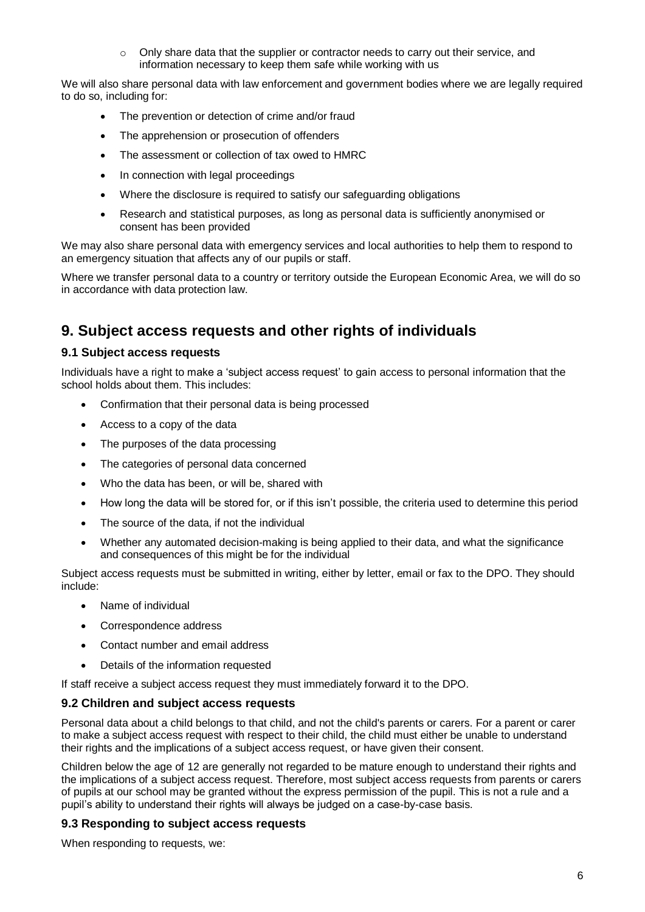- Only share data that the supplier or contractor needs to carry out their service, and information necessary to keep them safe while working with us

We will also share personal data with law enforcement and government bodies where we are legally required to do so, including for:

- The prevention or detection of crime and/or fraud
- The apprehension or prosecution of offenders
- The assessment or collection of tax owed to HMRC
- In connection with legal proceedings
- Where the disclosure is required to satisfy our safeguarding obligations
- Research and statistical purposes, as long as personal data is sufficiently anonymised or consent has been provided

We may also share personal data with emergency services and local authorities to help them to respond to an emergency situation that affects any of our pupils or staff.

Where we transfer personal data to a country or territory outside the European Economic Area, we will do so in accordance with data protection law.

# 9. Subject access requests and other rights of individuals

### 9.1 Subject access requests

Individuals have a right to make a 'subject access request' to gain access to personal information that the school holds about them. This includes:

- Confirmation that their personal data is being processed
- Access to a copy of the data
- The purposes of the data processing
- The categories of personal data concerned
- Who the data has been, or will be, shared with
- How long the data will be stored for, or if this isn't possible, the criteria used to determine this period
- The source of the data, if not the individual
- Whether any automated decision-making is being applied to their data, and what the significance and consequences of this might be for the individual

Subject access requests must be submitted in writing, either by letter, email or fax to the DPO. They should include:

- Name of individual
- Correspondence address
- Contact number and email address
- Details of the information requested

If staff receive a subject access request they must immediately forward it to the DPO.

### 9.2 Children and subject access requests

Personal data about a child belongs to that child, and not the child's parents or carers. For a parent or carer to make a subject access request with respect to their child, the child must either be unable to understand their rights and the implications of a subject access request, or have given their consent.

Children below the age of 12 are generally not regarded to be mature enough to understand their rights and the implications of a subject access request. Therefore, most subject access requests from parents or carers of pupils at our school may be granted without the express permission of the pupil. This is not a rule and a pupil's ability to understand their rights will always be judged on a case-by-case basis.

### 9.3 Responding to subject access requests

When responding to requests, we: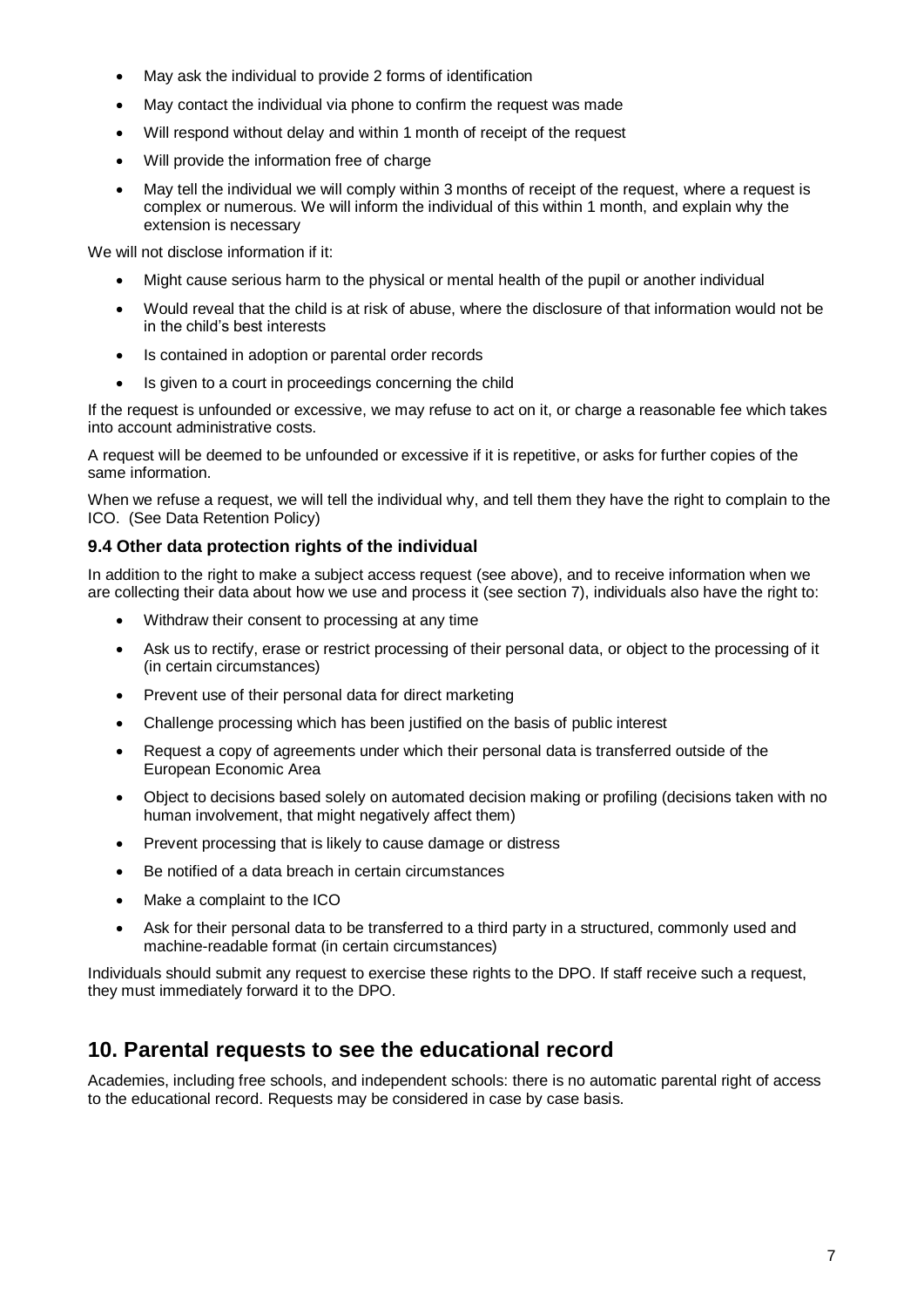- May ask the individual to provide 2 forms of identification
- May contact the individual via phone to confirm the request was made
- Will respond without delay and within 1 month of receipt of the request
- Will provide the information free of charge
- May tell the individual we will comply within 3 months of receipt of the request, where a request is complex or numerous. We will inform the individual of this within 1 month, and explain why the extension is necessary

We will not disclose information if it:

- Might cause serious harm to the physical or mental health of the pupil or another individual
- Would reveal that the child is at risk of abuse, where the disclosure of that information would not be in the child's best interests
- Is contained in adoption or parental order records
- Is given to a court in proceedings concerning the child

If the request is unfounded or excessive, we may refuse to act on it, or charge a reasonable fee which takes into account administrative costs.

A request will be deemed to be unfounded or excessive if it is repetitive, or asks for further copies of the same information.

When we refuse a request, we will tell the individual why, and tell them they have the right to complain to the ICO. (See Data Retention Policy)

### 9.4 Other data protection rights of the individual

In addition to the right to make a subject access request (see above), and to receive information when we are collecting their data about how we use and process it (see section 7), individuals also have the right to:

- Withdraw their consent to processing at any time
- Ask us to rectify, erase or restrict processing of their personal data, or object to the processing of it (in certain circumstances)
- Prevent use of their personal data for direct marketing
- Challenge processing which has been justified on the basis of public interest
- Request a copy of agreements under which their personal data is transferred outside of the European Economic Area
- Object to decisions based solely on automated decision making or profiling (decisions taken with no human involvement, that might negatively affect them)
- Prevent processing that is likely to cause damage or distress
- Be notified of a data breach in certain circumstances
- Make a complaint to the ICO
- Ask for their personal data to be transferred to a third party in a structured, commonly used and machine-readable format (in certain circumstances)

Individuals should submit any request to exercise these rights to the DPO. If staff receive such a request, they must immediately forward it to the DPO.

## 10. Parental requests to see the educational record

Academies, including free schools, and independent schools: there is no automatic parental right of access to the educational record. Requests may be considered in case by case basis.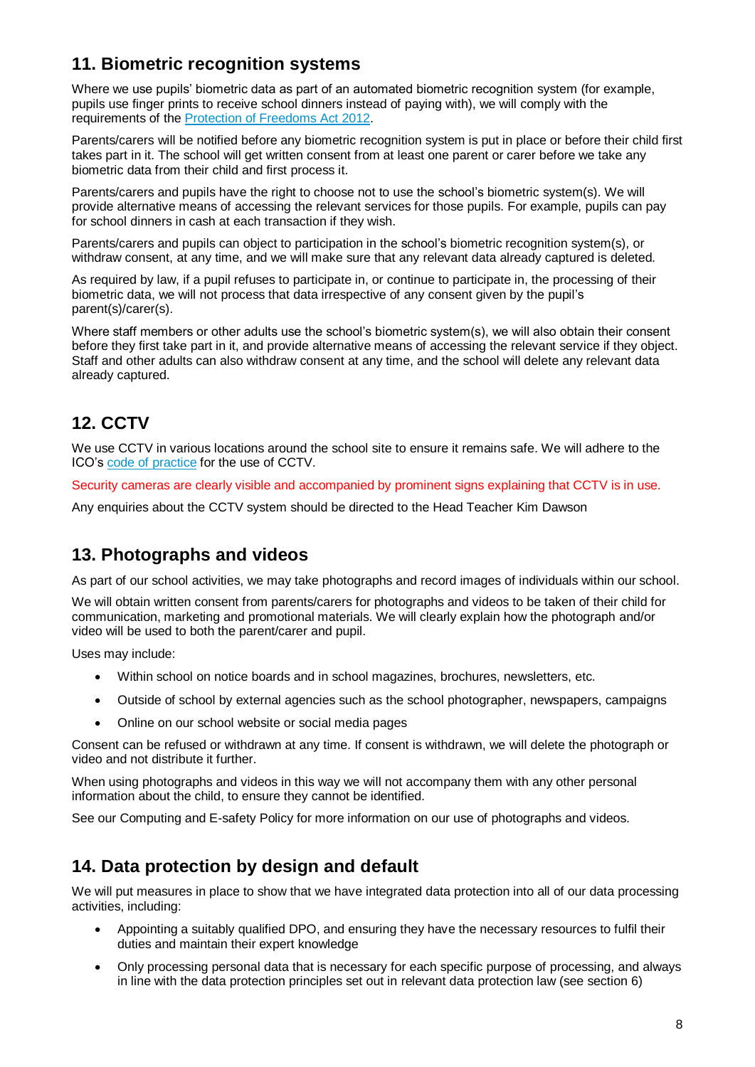## 11. Biometric recognition systems

Where we use pupils' biometric data as part of an automated biometric recognition system (for example, pupils use finger prints to receive school dinners instead of paying with), we will comply with the requirements of the [Protection of Freedoms Act 2012](https://www.legislation.gov.uk/ukpga/2012/9/section/26).

Parents/carers will be notified before any biometric recognition system is put in place or before their child first takes part in it. The school will get written consent from at least one parent or carer before we take any biometric data from their child and first process it.

Parents/carers and pupils have the right to choose not to use the school's biometric system(s). We will provide alternative means of accessing the relevant services for those pupils. For example, pupils can pay for school dinners in cash at each transaction if they wish.

Parents/carers and pupils can object to participation in the school's biometric recognition system(s), or withdraw consent, at any time, and we will make sure that any relevant data already captured is deleted.

As required by law, if a pupil refuses to participate in, or continue to participate in, the processing of their biometric data, we will not process that data irrespective of any consent given by the pupil's parent(s)/carer(s).

Where staff members or other adults use the school's biometric system(s), we will also obtain their consent before they first take part in it, and provide alternative means of accessing the relevant service if they object. Staff and other adults can also withdraw consent at any time, and the school will delete any relevant data already captured.

## 12. CCTV

We use CCTV in various locations around the school site to ensure it remains safe. We will adhere to the ICO's code of practice for the use of CCTV.

Security cameras are clearly visible and accompanied by prominent signs explaining that CCTV is in use.

Any enquiries about the CCTV system should be directed to the Head Teacher Kim Dawson

## 13. Photographs and videos

As part of our school activities, we may take photographs and record images of individuals within our school.

We will obtain written consent from parents/carers for photographs and videos to be taken of their child for communication, marketing and promotional materials. We will clearly explain how the photograph and/or video will be used to both the parent/carer and pupil.

Uses may include:

- Within school on notice boards and in school magazines, brochures, newsletters, etc.
- Outside of school by external agencies such as the school photographer, newspapers, campaigns
- Online on our school website or social media pages

Consent can be refused or withdrawn at any time. If consent is withdrawn, we will delete the photograph or video and not distribute it further.

When using photographs and videos in this way we will not accompany them with any other personal information about the child, to ensure they cannot be identified.

See our Computing and E-safety Policy for more information on our use of photographs and videos.

## 14. Data protection by design and default

We will put measures in place to show that we have integrated data protection into all of our data processing activities, including:

- Appointing a suitably qualified DPO, and ensuring they have the necessary resources to fulfil their duties and maintain their expert knowledge
- Only processing personal data that is necessary for each specific purpose of processing, and always in line with the data protection principles set out in relevant data protection law (see section 6)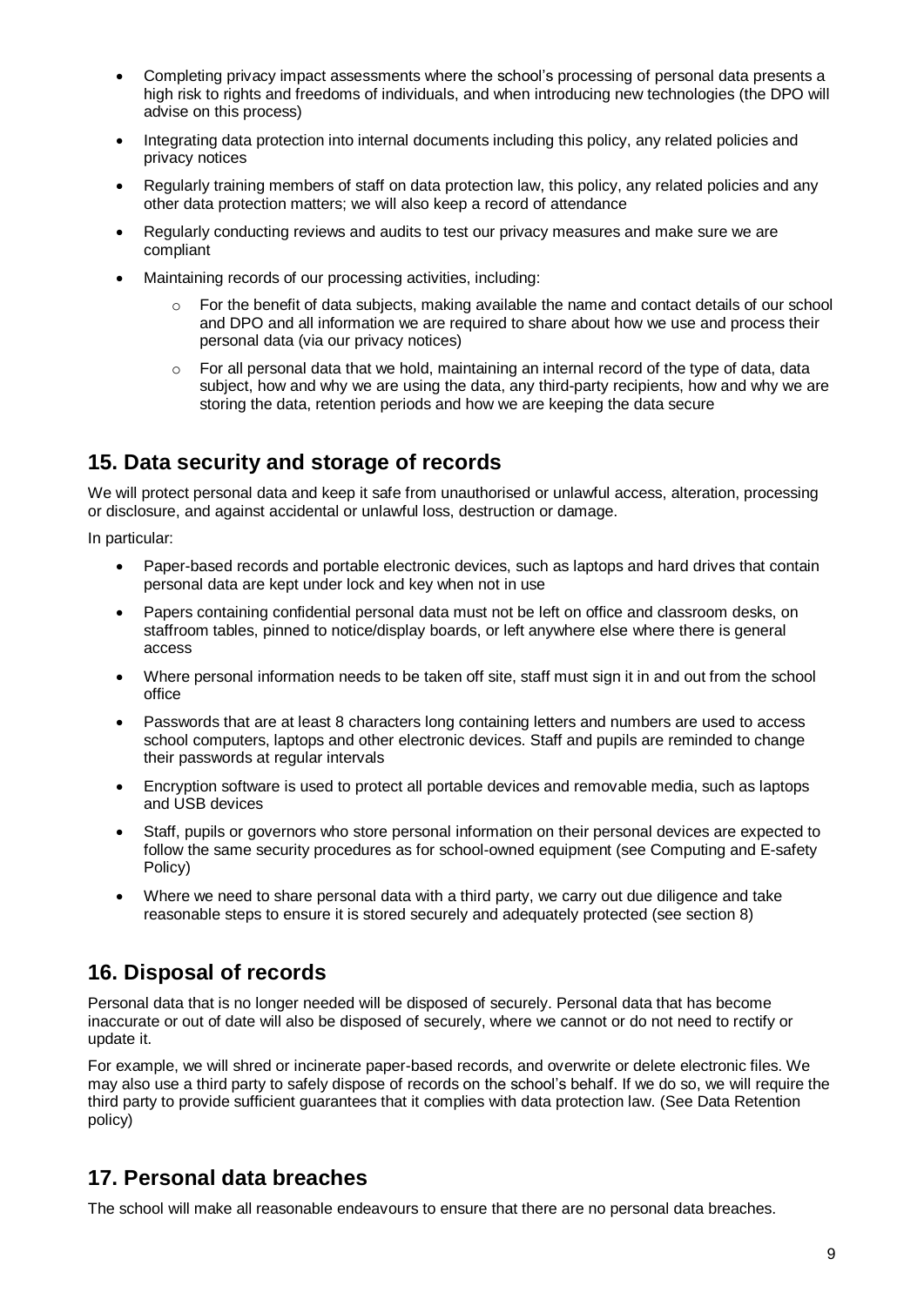- Completing privacy impact assessments where the school's processing of personal data presents a high risk to rights and freedoms of individuals, and when introducing new technologies (the DPO will advise on this process)
- Integrating data protection into internal documents including this policy, any related policies and privacy notices
- Regularly training members of staff on data protection law, this policy, any related policies and any other data protection matters; we will also keep a record of attendance
- Regularly conducting reviews and audits to test our privacy measures and make sure we are compliant
- Maintaining records of our processing activities, including:
  - For the benefit of data subjects, making available the name and contact details of our school and DPO and all information we are required to share about how we use and process their personal data (via our privacy notices)
  - For all personal data that we hold, maintaining an internal record of the type of data, data subject, how and why we are using the data, any third-party recipients, how and why we are storing the data, retention periods and how we are keeping the data secure

## 15. Data security and storage of records

We will protect personal data and keep it safe from unauthorised or unlawful access, alteration, processing or disclosure, and against accidental or unlawful loss, destruction or damage.

In particular:

- Paper-based records and portable electronic devices, such as laptops and hard drives that contain personal data are kept under lock and key when not in use
- Papers containing confidential personal data must not be left on office and classroom desks, on staffroom tables, pinned to notice/display boards, or left anywhere else where there is general access
- Where personal information needs to be taken off site, staff must sign it in and out from the school office
- Passwords that are at least 8 characters long containing letters and numbers are used to access school computers, laptops and other electronic devices. Staff and pupils are reminded to change their passwords at regular intervals
- Encryption software is used to protect all portable devices and removable media, such as laptops and USB devices
- Staff, pupils or governors who store personal information on their personal devices are expected to follow the same security procedures as for school-owned equipment (see Computing and E-safety Policy)
- Where we need to share personal data with a third party, we carry out due diligence and take reasonable steps to ensure it is stored securely and adequately protected (see section 8)

## 16. Disposal of records

Personal data that is no longer needed will be disposed of securely. Personal data that has become inaccurate or out of date will also be disposed of securely, where we cannot or do not need to rectify or update it.

For example, we will shred or incinerate paper-based records, and overwrite or delete electronic files. We may also use a third party to safely dispose of records on the school's behalf. If we do so, we will require the third party to provide sufficient guarantees that it complies with data protection law. (See Data Retention policy)

## 17. Personal data breaches

The school will make all reasonable endeavours to ensure that there are no personal data breaches.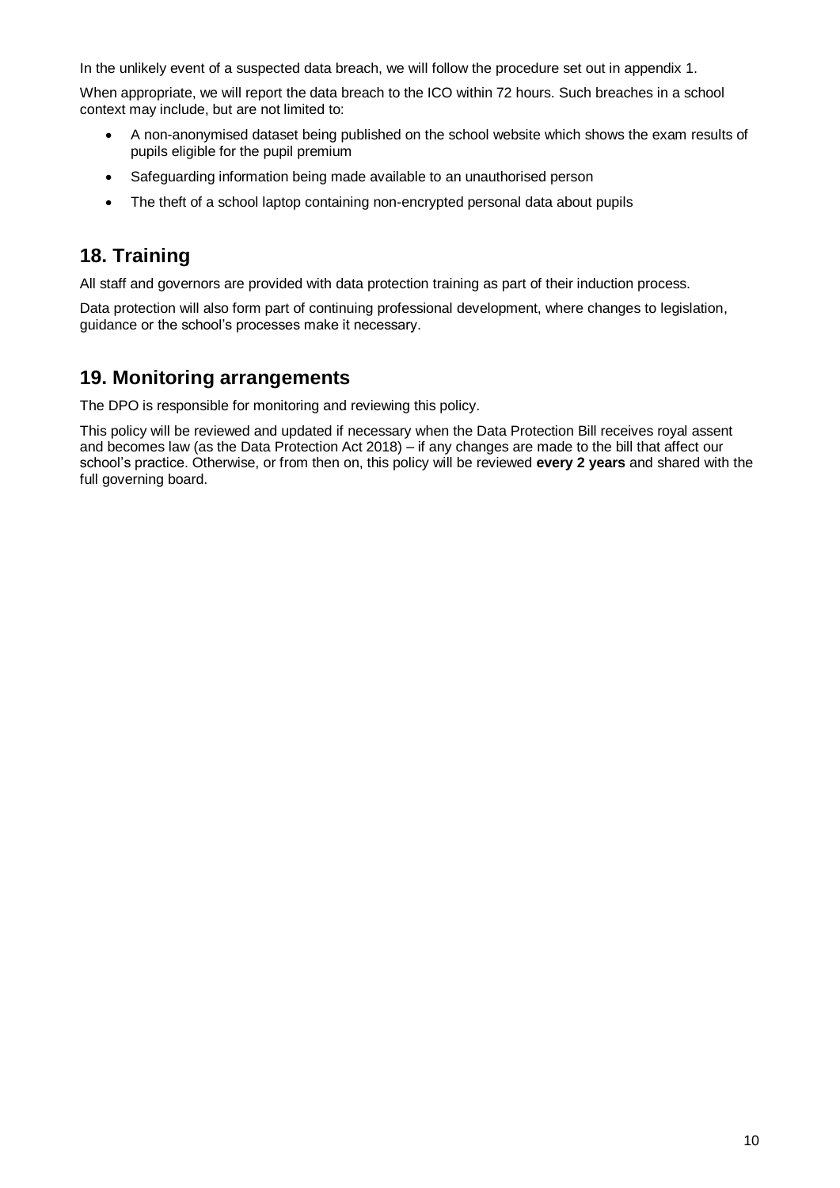In the unlikely event of a suspected data breach, we will follow the procedure set out in appendix 1.

When appropriate, we will report the data breach to the ICO within 72 hours. Such breaches in a school context may include, but are not limited to:

- A non-anonymised dataset being published on the school website which shows the exam results of pupils eligible for the pupil premium
- Safeguarding information being made available to an unauthorised person
- The theft of a school laptop containing non-encrypted personal data about pupils

## 18. Training

All staff and governors are provided with data protection training as part of their induction process.

Data protection will also form part of continuing professional development, where changes to legislation, guidance or the school's processes make it necessary.

## 19. Monitoring arrangements

The DPO is responsible for monitoring and reviewing this policy.

This policy will be reviewed and updated if necessary when the Data Protection Bill receives royal assent and becomes law (as the Data Protection Act 2018) – if any changes are made to the bill that affect our school's practice. Otherwise, or from then on, this policy will be reviewed **every 2 years** and shared with the full governing board.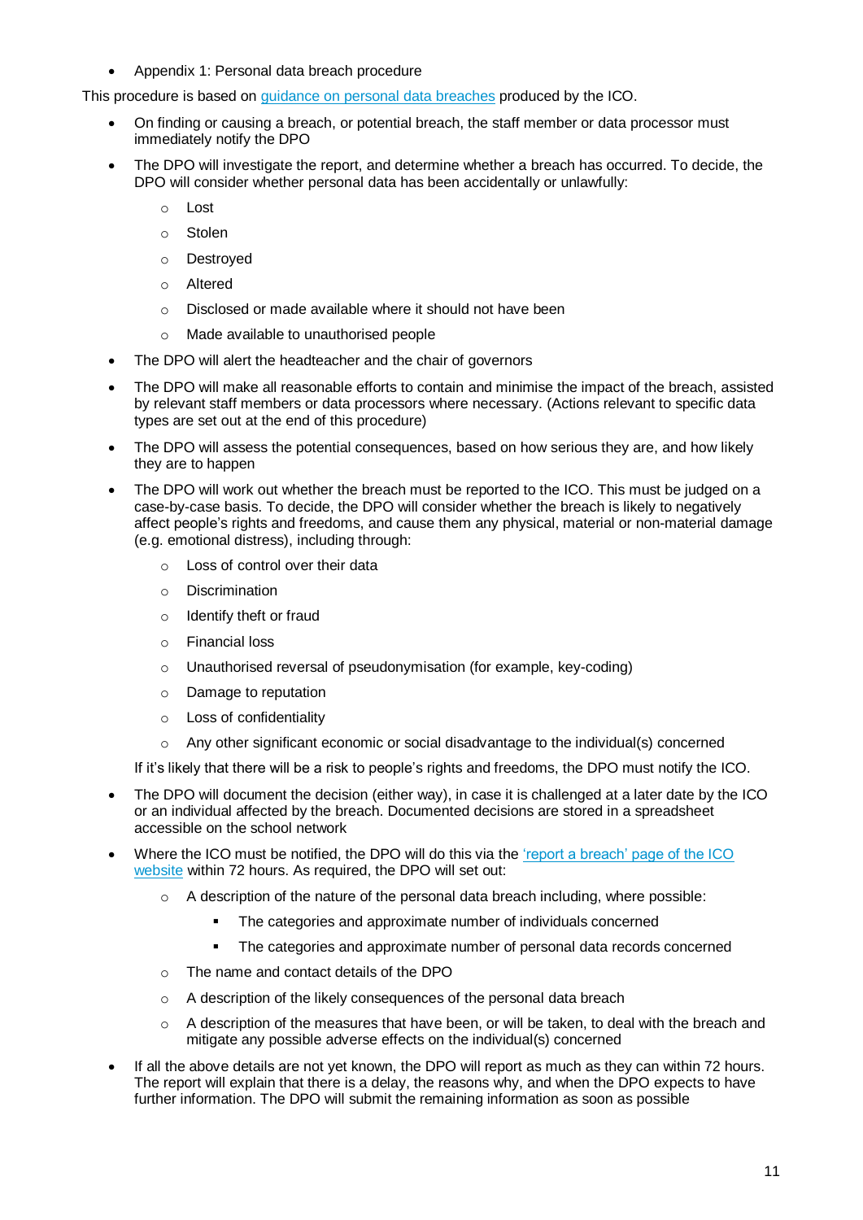- Appendix 1: Personal data breach procedure

This procedure is based on [guidance on personal data breaches](#) produced by the ICO.

- On finding or causing a breach, or potential breach, the staff member or data processor must immediately notify the DPO
- The DPO will investigate the report, and determine whether a breach has occurred. To decide, the DPO will consider whether personal data has been accidentally or unlawfully:
  - Lost
  - Stolen
  - Destroyed
  - Altered
  - Disclosed or made available where it should not have been
  - Made available to unauthorised people
- The DPO will alert the headteacher and the chair of governors
- The DPO will make all reasonable efforts to contain and minimise the impact of the breach, assisted by relevant staff members or data processors where necessary. (Actions relevant to specific data types are set out at the end of this procedure)
- The DPO will assess the potential consequences, based on how serious they are, and how likely they are to happen
- The DPO will work out whether the breach must be reported to the ICO. This must be judged on a case-by-case basis. To decide, the DPO will consider whether the breach is likely to negatively affect people's rights and freedoms, and cause them any physical, material or non-material damage (e.g. emotional distress), including through:
  - Loss of control over their data
  - Discrimination
  - Identify theft or fraud
  - Financial loss
  - Unauthorised reversal of pseudonymisation (for example, key-coding)
  - Damage to reputation
  - Loss of confidentiality
  - Any other significant economic or social disadvantage to the individual(s) concerned

  If it's likely that there will be a risk to people's rights and freedoms, the DPO must notify the ICO.
- The DPO will document the decision (either way), in case it is challenged at a later date by the ICO or an individual affected by the breach. Documented decisions are stored in a spreadsheet accessible on the school network
- Where the ICO must be notified, the DPO will do this via the ['report a breach' page of the ICO website](#) within 72 hours. As required, the DPO will set out:
  - A description of the nature of the personal data breach including, where possible:
    - The categories and approximate number of individuals concerned
    - The categories and approximate number of personal data records concerned
  - The name and contact details of the DPO
  - A description of the likely consequences of the personal data breach
  - A description of the measures that have been, or will be taken, to deal with the breach and mitigate any possible adverse effects on the individual(s) concerned
- If all the above details are not yet known, the DPO will report as much as they can within 72 hours. The report will explain that there is a delay, the reasons why, and when the DPO expects to have further information. The DPO will submit the remaining information as soon as possible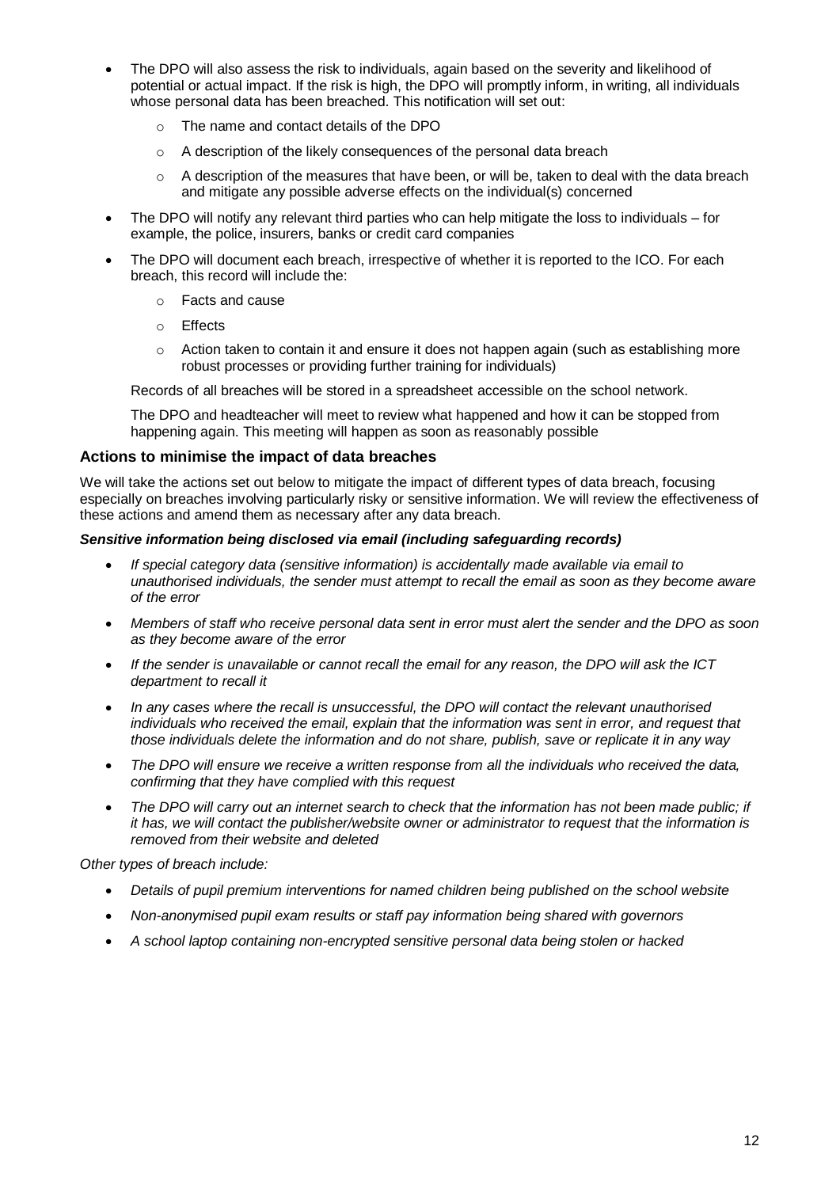- The DPO will also assess the risk to individuals, again based on the severity and likelihood of potential or actual impact. If the risk is high, the DPO will promptly inform, in writing, all individuals whose personal data has been breached. This notification will set out:
  - The name and contact details of the DPO
  - A description of the likely consequences of the personal data breach
  - A description of the measures that have been, or will be, taken to deal with the data breach and mitigate any possible adverse effects on the individual(s) concerned
- The DPO will notify any relevant third parties who can help mitigate the loss to individuals – for example, the police, insurers, banks or credit card companies
- The DPO will document each breach, irrespective of whether it is reported to the ICO. For each breach, this record will include the:
  - Facts and cause
  - Effects
  - Action taken to contain it and ensure it does not happen again (such as establishing more robust processes or providing further training for individuals)

  Records of all breaches will be stored in a spreadsheet accessible on the school network.

  The DPO and headteacher will meet to review what happened and how it can be stopped from happening again. This meeting will happen as soon as reasonably possible

### Actions to minimise the impact of data breaches

We will take the actions set out below to mitigate the impact of different types of data breach, focusing especially on breaches involving particularly risky or sensitive information. We will review the effectiveness of these actions and amend them as necessary after any data breach.

***Sensitive information being disclosed via email (including safeguarding records)***

- *If special category data (sensitive information) is accidentally made available via email to unauthorised individuals, the sender must attempt to recall the email as soon as they become aware of the error*
- *Members of staff who receive personal data sent in error must alert the sender and the DPO as soon as they become aware of the error*
- *If the sender is unavailable or cannot recall the email for any reason, the DPO will ask the ICT department to recall it*
- *In any cases where the recall is unsuccessful, the DPO will contact the relevant unauthorised individuals who received the email, explain that the information was sent in error, and request that those individuals delete the information and do not share, publish, save or replicate it in any way*
- *The DPO will ensure we receive a written response from all the individuals who received the data, confirming that they have complied with this request*
- *The DPO will carry out an internet search to check that the information has not been made public; if it has, we will contact the publisher/website owner or administrator to request that the information is removed from their website and deleted*

*Other types of breach include:*

- *Details of pupil premium interventions for named children being published on the school website*
- *Non-anonymised pupil exam results or staff pay information being shared with governors*
- *A school laptop containing non-encrypted sensitive personal data being stolen or hacked*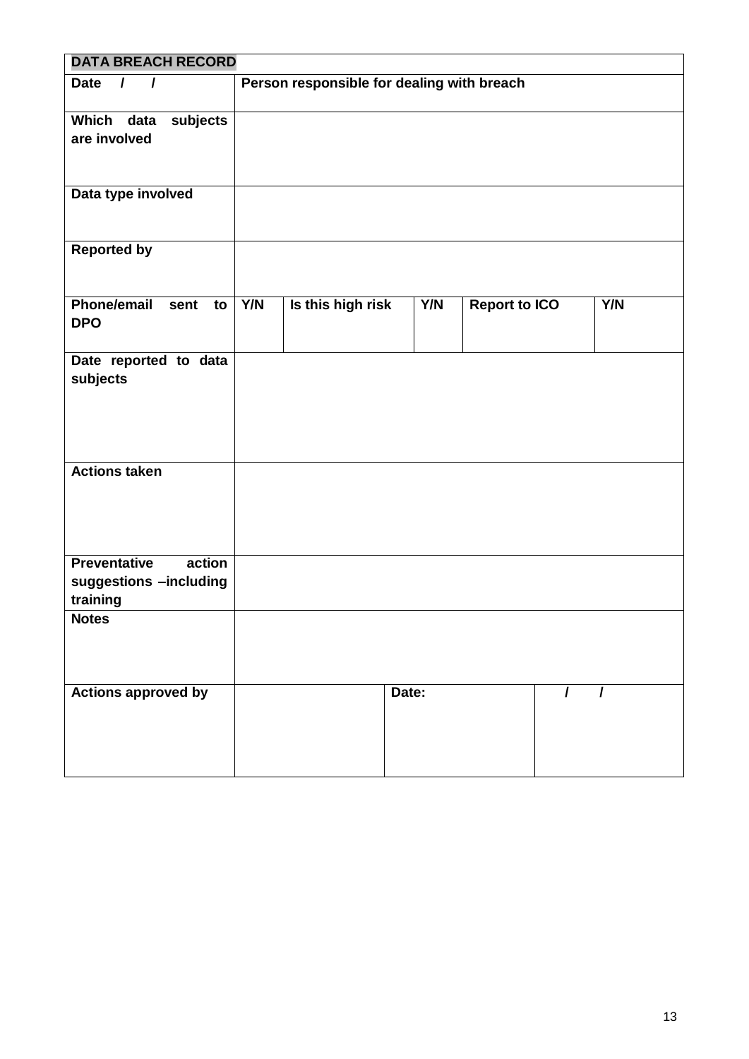| DATA BREACH RECORD | | | | | | |
|---|---|---|---|---|---|---|
| **Date / /** | **Person responsible for dealing with breach** | | | | | |
| **Which data subjects are involved** | | | | | | |
| **Data type involved** | | | | | | |
| **Reported by** | | | | | | |
| **Phone/email sent to DPO** | **Y/N** | **Is this high risk** | **Y/N** | **Report to ICO** | **Y/N** | |
| **Date reported to data subjects** | | | | | | |
| **Actions taken** | | | | | | |
| **Preventative action suggestions –including training** | | | | | | |
| **Notes** | | | | | | |
| **Actions approved by** | | | **Date:** | | **/ /** | |